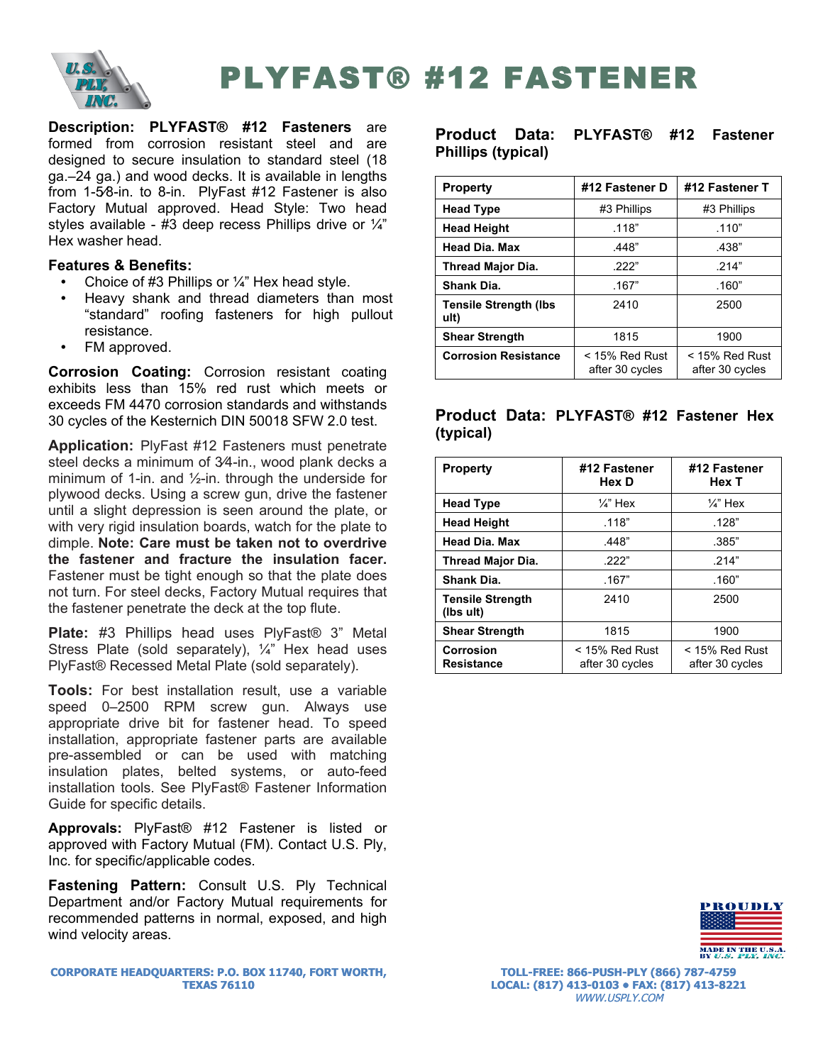# PLYFAST® #12 FASTENER

**Description: PLYFAST® #12 Fasteners** are formed from corrosion resistant steel and are designed to secure insulation to standard steel (18 ga.–24 ga.) and wood decks. It is available in lengths from 1-5⁄8-in. to 8-in. PlyFast #12 Fastener is also Factory Mutual approved. Head Style: Two head styles available - #3 deep recess Phillips drive or ¼" Hex washer head.

**Features & Benefits:**

- Choice of #3 Phillips or ¼" Hex head style.
- Heavy shank and thread diameters than most "standard" roofing fasteners for high pullout resistance.
- FM approved.

**Corrosion Coating:** Corrosion resistant coating exhibits less than 15% red rust which meets or exceeds FM 4470 corrosion standards and withstands 30 cycles of the Kesternich DIN 50018 SFW 2.0 test.

**Application:** PlyFast #12 Fasteners must penetrate steel decks a minimum of 3⁄4-in., wood plank decks a minimum of 1-in. and ½-in. through the underside for plywood decks. Using a screw gun, drive the fastener until a slight depression is seen around the plate, or with very rigid insulation boards, watch for the plate to dimple. **Note: Care must be taken not to overdrive the fastener and fracture the insulation facer.** Fastener must be tight enough so that the plate does not turn. For steel decks, Factory Mutual requires that the fastener penetrate the deck at the top flute.

**Plate:** #3 Phillips head uses PlyFast® 3" Metal Stress Plate (sold separately), ¼" Hex head uses PlyFast® Recessed Metal Plate (sold separately).

**Tools:** For best installation result, use a variable speed 0–2500 RPM screw gun. Always use appropriate drive bit for fastener head. To speed installation, appropriate fastener parts are available pre-assembled or can be used with matching insulation plates, belted systems, or auto-feed installation tools. See PlyFast® Fastener Information Guide for specific details.

**Approvals:** PlyFast® #12 Fastener is listed or approved with Factory Mutual (FM). Contact U.S. Ply, Inc. for specific/applicable codes.

**Fastening Pattern:** Consult U.S. Ply Technical Department and/or Factory Mutual requirements for recommended patterns in normal, exposed, and high wind velocity areas.

### Product Data: PLYFAST® #12 Fastener Phillips (typical)

| Property | #12 Fastener D | #12 Fastener T |
|---|---|---|
| Head Type | #3 Phillips | #3 Phillips |
| Head Height | .118" | .110" |
| Head Dia. Max | .448" | .438" |
| Thread Major Dia. | .222" | .214" |
| Shank Dia. | .167" | .160" |
| Tensile Strength (lbs ult) | 2410 | 2500 |
| Shear Strength | 1815 | 1900 |
| Corrosion Resistance | < 15% Red Rust after 30 cycles | < 15% Red Rust after 30 cycles |

### Product Data: PLYFAST® #12 Fastener Hex (typical)

| Property | #12 Fastener Hex D | #12 Fastener Hex T |
|---|---|---|
| Head Type | ¼" Hex | ¼" Hex |
| Head Height | .118" | .128" |
| Head Dia. Max | .448" | .385" |
| Thread Major Dia. | .222" | .214" |
| Shank Dia. | .167" | .160" |
| Tensile Strength (lbs ult) | 2410 | 2500 |
| Shear Strength | 1815 | 1900 |
| Corrosion Resistance | < 15% Red Rust after 30 cycles | < 15% Red Rust after 30 cycles |

PROUDLY MADE IN THE U.S.A. BY U.S. PLY, INC.

CORPORATE HEADQUARTERS: P.O. BOX 11740, FORT WORTH, TEXAS 76110

TOLL-FREE: 866-PUSH-PLY (866) 787-4759
LOCAL: (817) 413-0103 • FAX: (817) 413-8221
WWW.USPLY.COM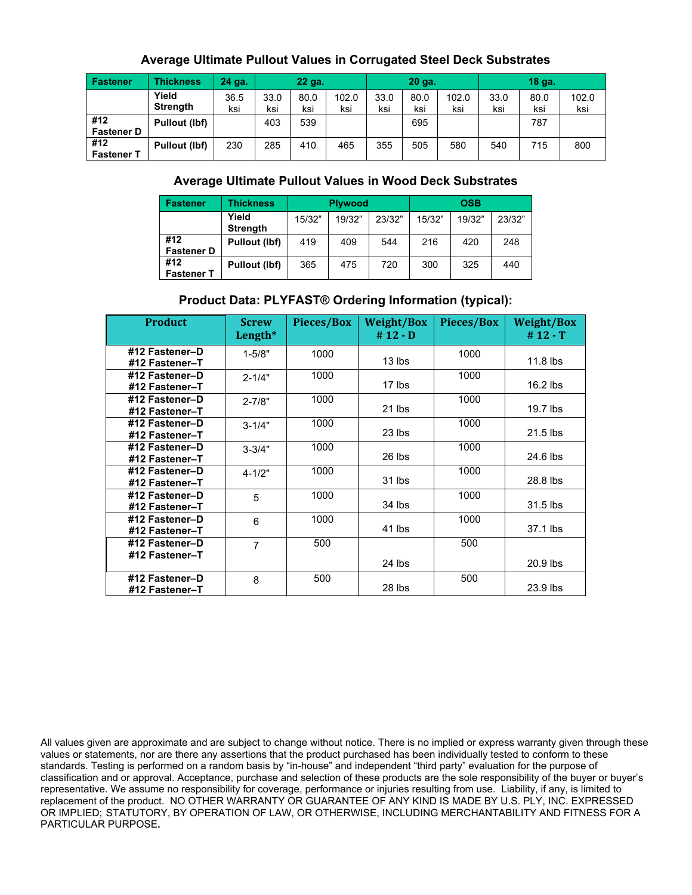## Average Ultimate Pullout Values in Corrugated Steel Deck Substrates

| Fastener | Thickness | 24 ga. | 22 ga. | | | 20 ga. | | | 18 ga. | | |
|---|---|---|---|---|---|---|---|---|---|---|---|
| | Yield Strength | 36.5 ksi | 33.0 ksi | 80.0 ksi | 102.0 ksi | 33.0 ksi | 80.0 ksi | 102.0 ksi | 33.0 ksi | 80.0 ksi | 102.0 ksi |
| #12 Fastener D | Pullout (lbf) | | 403 | 539 | | | 695 | | | 787 | |
| #12 Fastener T | Pullout (lbf) | 230 | 285 | 410 | 465 | 355 | 505 | 580 | 540 | 715 | 800 |

## Average Ultimate Pullout Values in Wood Deck Substrates

| Fastener | Thickness | Plywood | | | OSB | | |
|---|---|---|---|---|---|---|---|
| | Yield Strength | 15/32" | 19/32" | 23/32" | 15/32" | 19/32" | 23/32" |
| #12 Fastener D | Pullout (lbf) | 419 | 409 | 544 | 216 | 420 | 248 |
| #12 Fastener T | Pullout (lbf) | 365 | 475 | 720 | 300 | 325 | 440 |

## Product Data: PLYFAST® Ordering Information (typical):

| Product | Screw Length* | Pieces/Box | Weight/Box # 12 - D | Pieces/Box | Weight/Box # 12 - T |
|---|---|---|---|---|---|
| #12 Fastener–D #12 Fastener–T | 1-5/8" | 1000 | 13 lbs | 1000 | 11.8 lbs |
| #12 Fastener–D #12 Fastener–T | 2-1/4" | 1000 | 17 lbs | 1000 | 16.2 lbs |
| #12 Fastener–D #12 Fastener–T | 2-7/8" | 1000 | 21 lbs | 1000 | 19.7 lbs |
| #12 Fastener–D #12 Fastener–T | 3-1/4" | 1000 | 23 lbs | 1000 | 21.5 lbs |
| #12 Fastener–D #12 Fastener–T | 3-3/4" | 1000 | 26 lbs | 1000 | 24.6 lbs |
| #12 Fastener–D #12 Fastener–T | 4-1/2" | 1000 | 31 lbs | 1000 | 28.8 lbs |
| #12 Fastener–D #12 Fastener–T | 5 | 1000 | 34 lbs | 1000 | 31.5 lbs |
| #12 Fastener–D #12 Fastener–T | 6 | 1000 | 41 lbs | 1000 | 37.1 lbs |
| #12 Fastener–D #12 Fastener–T | 7 | 500 | 24 lbs | 500 | 20.9 lbs |
| #12 Fastener–D #12 Fastener–T | 8 | 500 | 28 lbs | 500 | 23.9 lbs |

All values given are approximate and are subject to change without notice. There is no implied or express warranty given through these values or statements, nor are there any assertions that the product purchased has been individually tested to conform to these standards. Testing is performed on a random basis by "in-house" and independent "third party" evaluation for the purpose of classification and or approval. Acceptance, purchase and selection of these products are the sole responsibility of the buyer or buyer's representative. We assume no responsibility for coverage, performance or injuries resulting from use. Liability, if any, is limited to replacement of the product. NO OTHER WARRANTY OR GUARANTEE OF ANY KIND IS MADE BY U.S. PLY, INC. EXPRESSED OR IMPLIED; STATUTORY, BY OPERATION OF LAW, OR OTHERWISE, INCLUDING MERCHANTABILITY AND FITNESS FOR A PARTICULAR PURPOSE.